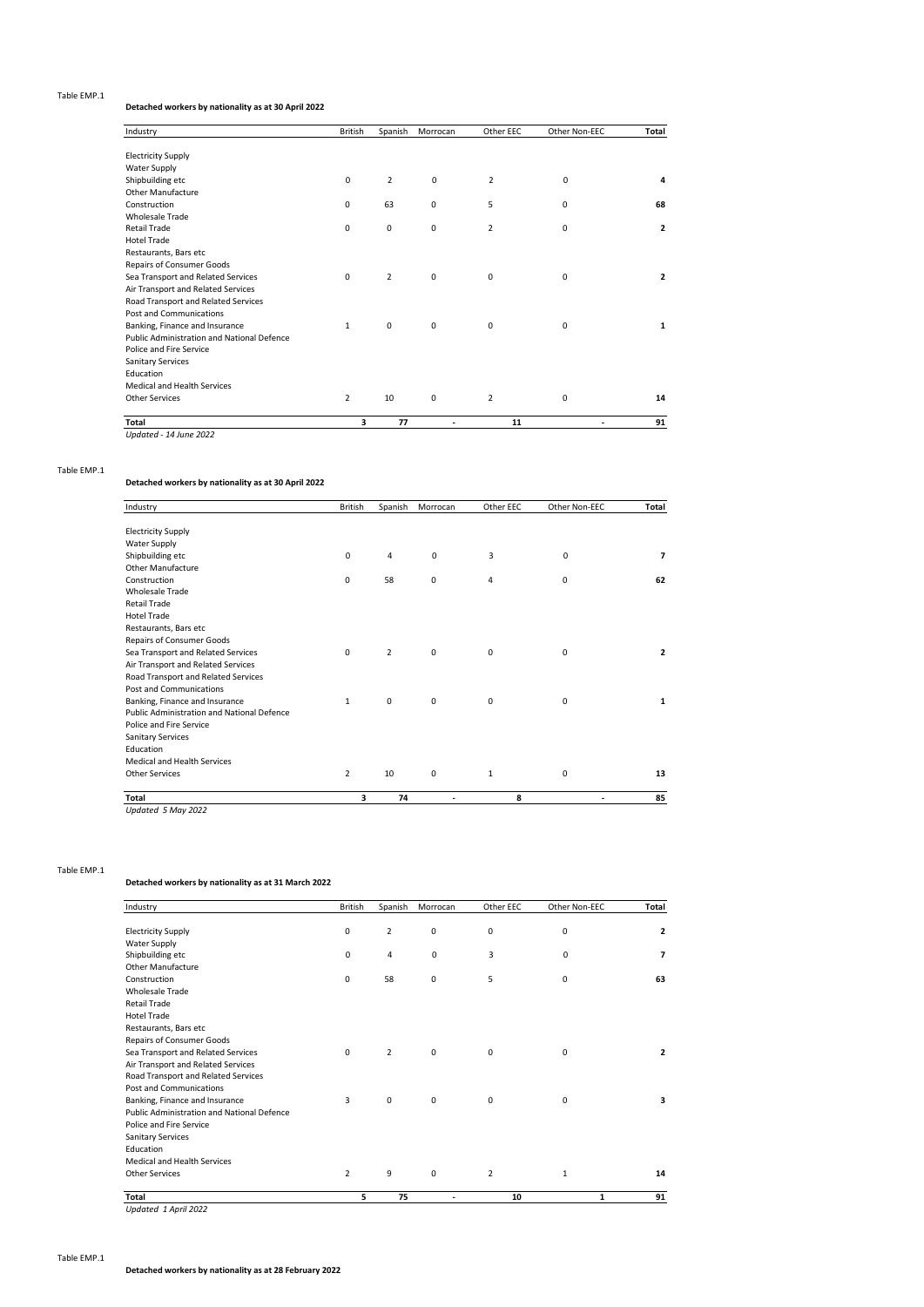Table EMP.1

**Detached workers by nationality as at 30 April 2022**

| Industry | British | Spanish | Morrocan | Other EEC | Other Non-EEC | Total |
|---|---|---|---|---|---|---|
| Electricity Supply | | | | | | |
| Water Supply | | | | | | |
| Shipbuilding etc | 0 | 2 | 0 | 2 | 0 | **4** |
| Other Manufacture | | | | | | |
| Construction | 0 | 63 | 0 | 5 | 0 | **68** |
| Wholesale Trade | | | | | | |
| Retail Trade | 0 | 0 | 0 | 2 | 0 | **2** |
| Hotel Trade | | | | | | |
| Restaurants, Bars etc | | | | | | |
| Repairs of Consumer Goods | | | | | | |
| Sea Transport and Related Services | 0 | 2 | 0 | 0 | 0 | **2** |
| Air Transport and Related Services | | | | | | |
| Road Transport and Related Services | | | | | | |
| Post and Communications | | | | | | |
| Banking, Finance and Insurance | 1 | 0 | 0 | 0 | 0 | **1** |
| Public Administration and National Defence | | | | | | |
| Police and Fire Service | | | | | | |
| Sanitary Services | | | | | | |
| Education | | | | | | |
| Medical and Health Services | | | | | | |
| Other Services | 2 | 10 | 0 | 2 | 0 | **14** |
| **Total** | **3** | **77** | **-** | **11** | **-** | **91** |

*Updated - 14 June 2022*

Table EMP.1

**Detached workers by nationality as at 30 April 2022**

| Industry | British | Spanish | Morrocan | Other EEC | Other Non-EEC | Total |
|---|---|---|---|---|---|---|
| Electricity Supply | | | | | | |
| Water Supply | | | | | | |
| Shipbuilding etc | 0 | 4 | 0 | 3 | 0 | **7** |
| Other Manufacture | | | | | | |
| Construction | 0 | 58 | 0 | 4 | 0 | **62** |
| Wholesale Trade | | | | | | |
| Retail Trade | | | | | | |
| Hotel Trade | | | | | | |
| Restaurants, Bars etc | | | | | | |
| Repairs of Consumer Goods | | | | | | |
| Sea Transport and Related Services | 0 | 2 | 0 | 0 | 0 | **2** |
| Air Transport and Related Services | | | | | | |
| Road Transport and Related Services | | | | | | |
| Post and Communications | | | | | | |
| Banking, Finance and Insurance | 1 | 0 | 0 | 0 | 0 | **1** |
| Public Administration and National Defence | | | | | | |
| Police and Fire Service | | | | | | |
| Sanitary Services | | | | | | |
| Education | | | | | | |
| Medical and Health Services | | | | | | |
| Other Services | 2 | 10 | 0 | 1 | 0 | **13** |
| **Total** | **3** | **74** | **-** | **8** | **-** | **85** |

*Updated 5 May 2022*

Table EMP.1

**Detached workers by nationality as at 31 March 2022**

| Industry | British | Spanish | Morrocan | Other EEC | Other Non-EEC | Total |
|---|---|---|---|---|---|---|
| Electricity Supply | 0 | 2 | 0 | 0 | 0 | **2** |
| Water Supply | | | | | | |
| Shipbuilding etc | 0 | 4 | 0 | 3 | 0 | **7** |
| Other Manufacture | | | | | | |
| Construction | 0 | 58 | 0 | 5 | 0 | **63** |
| Wholesale Trade | | | | | | |
| Retail Trade | | | | | | |
| Hotel Trade | | | | | | |
| Restaurants, Bars etc | | | | | | |
| Repairs of Consumer Goods | | | | | | |
| Sea Transport and Related Services | 0 | 2 | 0 | 0 | 0 | **2** |
| Air Transport and Related Services | | | | | | |
| Road Transport and Related Services | | | | | | |
| Post and Communications | | | | | | |
| Banking, Finance and Insurance | 3 | 0 | 0 | 0 | 0 | **3** |
| Public Administration and National Defence | | | | | | |
| Police and Fire Service | | | | | | |
| Sanitary Services | | | | | | |
| Education | | | | | | |
| Medical and Health Services | | | | | | |
| Other Services | 2 | 9 | 0 | 2 | 1 | **14** |
| **Total** | **5** | **75** | **-** | **10** | **1** | **91** |

*Updated 1 April 2022*

Table EMP.1

**Detached workers by nationality as at 28 February 2022**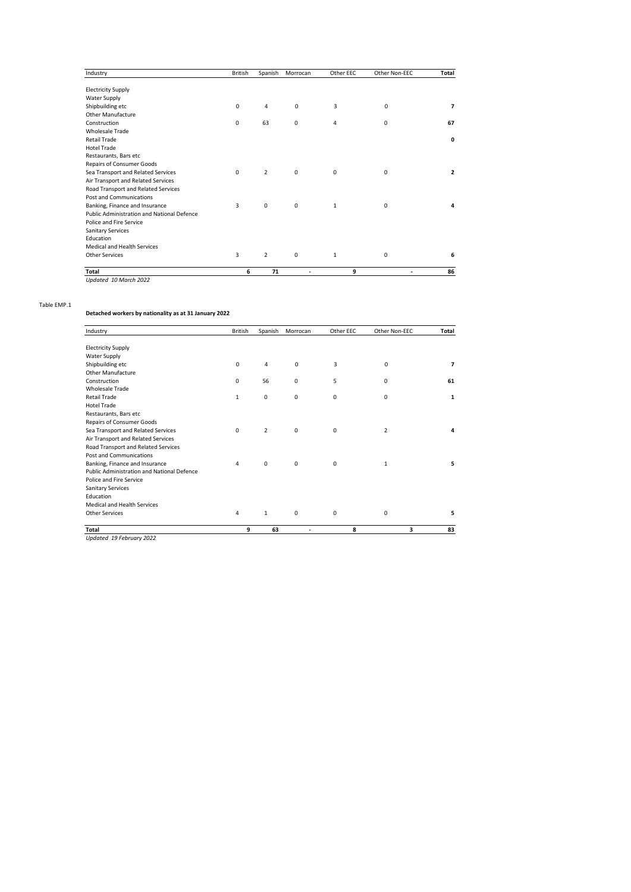| Industry | British | Spanish | Morrocan | Other EEC | Other Non-EEC | Total |
|---|---|---|---|---|---|---|
| Electricity Supply | | | | | | |
| Water Supply | | | | | | |
| Shipbuilding etc | 0 | 4 | 0 | 3 | 0 | **7** |
| Other Manufacture | | | | | | |
| Construction | 0 | 63 | 0 | 4 | 0 | **67** |
| Wholesale Trade | | | | | | |
| Retail Trade | | | | | | **0** |
| Hotel Trade | | | | | | |
| Restaurants, Bars etc | | | | | | |
| Repairs of Consumer Goods | | | | | | |
| Sea Transport and Related Services | 0 | 2 | 0 | 0 | 0 | **2** |
| Air Transport and Related Services | | | | | | |
| Road Transport and Related Services | | | | | | |
| Post and Communications | | | | | | |
| Banking, Finance and Insurance | 3 | 0 | 0 | 1 | 0 | **4** |
| Public Administration and National Defence | | | | | | |
| Police and Fire Service | | | | | | |
| Sanitary Services | | | | | | |
| Education | | | | | | |
| Medical and Health Services | | | | | | |
| Other Services | 3 | 2 | 0 | 1 | 0 | **6** |
| **Total** | **6** | **71** | **-** | **9** | **-** | **86** |

*Updated 10 March 2022*

Table EMP.1

**Detached workers by nationality as at 31 January 2022**

| Industry | British | Spanish | Morrocan | Other EEC | Other Non-EEC | Total |
|---|---|---|---|---|---|---|
| Electricity Supply | | | | | | |
| Water Supply | | | | | | |
| Shipbuilding etc | 0 | 4 | 0 | 3 | 0 | **7** |
| Other Manufacture | | | | | | |
| Construction | 0 | 56 | 0 | 5 | 0 | **61** |
| Wholesale Trade | | | | | | |
| Retail Trade | 1 | 0 | 0 | 0 | 0 | **1** |
| Hotel Trade | | | | | | |
| Restaurants, Bars etc | | | | | | |
| Repairs of Consumer Goods | | | | | | |
| Sea Transport and Related Services | 0 | 2 | 0 | 0 | 2 | **4** |
| Air Transport and Related Services | | | | | | |
| Road Transport and Related Services | | | | | | |
| Post and Communications | | | | | | |
| Banking, Finance and Insurance | 4 | 0 | 0 | 0 | 1 | **5** |
| Public Administration and National Defence | | | | | | |
| Police and Fire Service | | | | | | |
| Sanitary Services | | | | | | |
| Education | | | | | | |
| Medical and Health Services | | | | | | |
| Other Services | 4 | 1 | 0 | 0 | 0 | **5** |
| **Total** | **9** | **63** | **-** | **8** | **3** | **83** |

*Updated 19 February 2022*